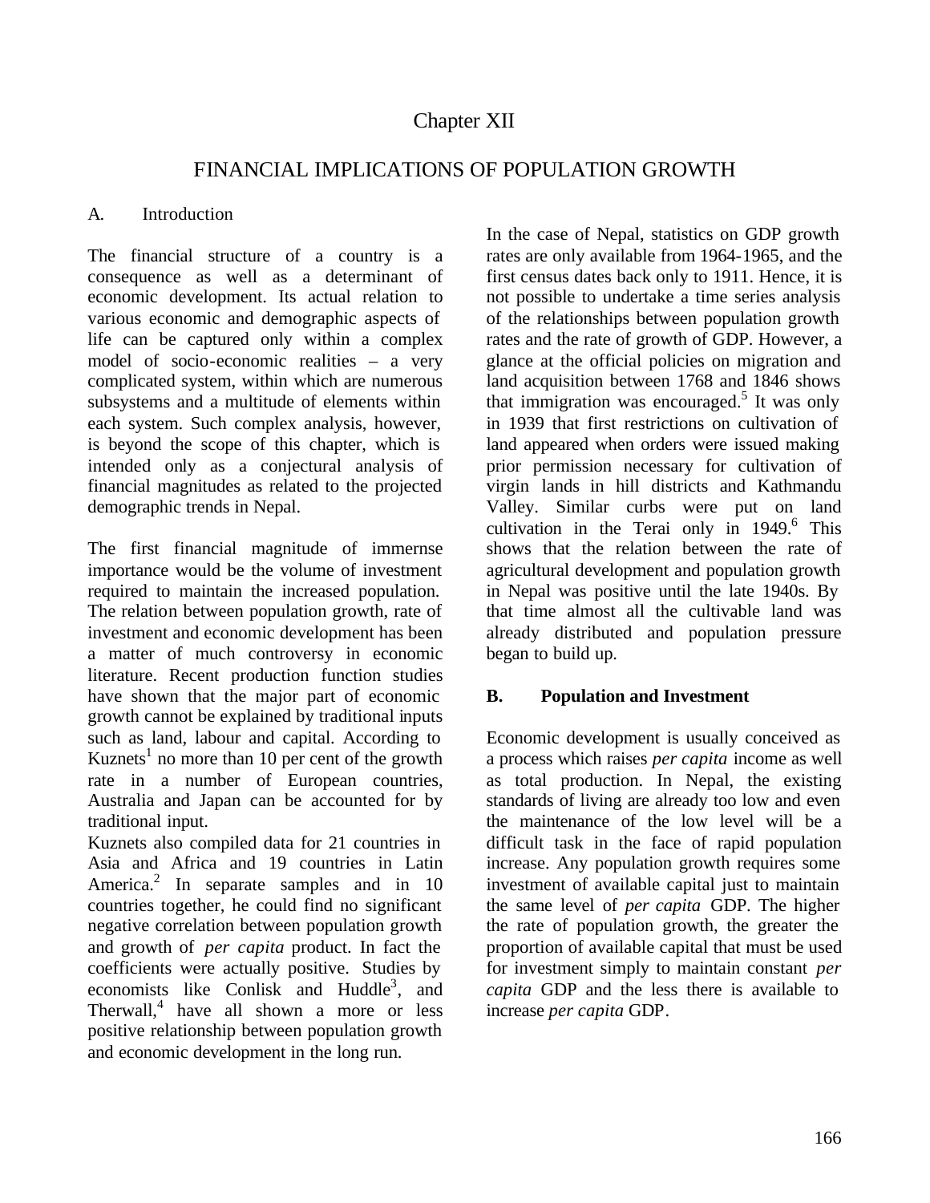# Chapter XII

# FINANCIAL IMPLICATIONS OF POPULATION GROWTH

## A. Introduction

The financial structure of a country is a consequence as well as a determinant of economic development. Its actual relation to various economic and demographic aspects of life can be captured only within a complex model of socio-economic realities – a very complicated system, within which are numerous subsystems and a multitude of elements within each system. Such complex analysis, however, is beyond the scope of this chapter, which is intended only as a conjectural analysis of financial magnitudes as related to the projected demographic trends in Nepal.

The first financial magnitude of immernse importance would be the volume of investment required to maintain the increased population. The relation between population growth, rate of investment and economic development has been a matter of much controversy in economic literature. Recent production function studies have shown that the major part of economic growth cannot be explained by traditional inputs such as land, labour and capital. According to Kuznets[1] no more than 10 per cent of the growth rate in a number of European countries, Australia and Japan can be accounted for by traditional input.

Kuznets also compiled data for 21 countries in Asia and Africa and 19 countries in Latin America.[2] In separate samples and in 10 countries together, he could find no significant negative correlation between population growth and growth of *per capita* product. In fact the coefficients were actually positive. Studies by economists like Conlisk and Huddle[3], and Therwall,[4] have all shown a more or less positive relationship between population growth and economic development in the long run.

In the case of Nepal, statistics on GDP growth rates are only available from 1964-1965, and the first census dates back only to 1911. Hence, it is not possible to undertake a time series analysis of the relationships between population growth rates and the rate of growth of GDP. However, a glance at the official policies on migration and land acquisition between 1768 and 1846 shows that immigration was encouraged.[5] It was only in 1939 that first restrictions on cultivation of land appeared when orders were issued making prior permission necessary for cultivation of virgin lands in hill districts and Kathmandu Valley. Similar curbs were put on land cultivation in the Terai only in 1949.[6] This shows that the relation between the rate of agricultural development and population growth in Nepal was positive until the late 1940s. By that time almost all the cultivable land was already distributed and population pressure began to build up.

## B. Population and Investment

Economic development is usually conceived as a process which raises *per capita* income as well as total production. In Nepal, the existing standards of living are already too low and even the maintenance of the low level will be a difficult task in the face of rapid population increase. Any population growth requires some investment of available capital just to maintain the same level of *per capita* GDP. The higher the rate of population growth, the greater the proportion of available capital that must be used for investment simply to maintain constant *per capita* GDP and the less there is available to increase *per capita* GDP.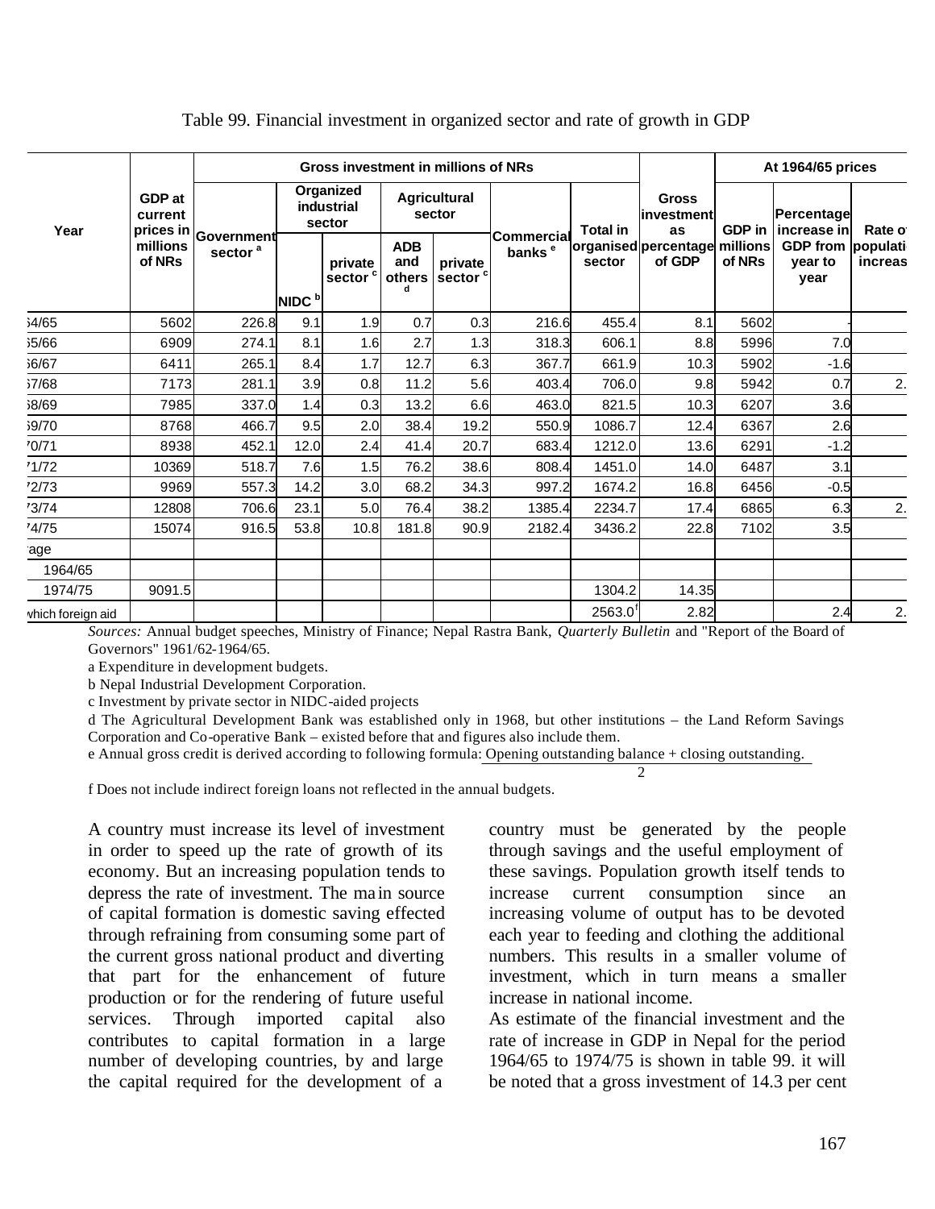Table 99. Financial investment in organized sector and rate of growth in GDP

| Year | GDP at current prices in millions of NRs | Gross investment in millions of NRs | | | | | | | Gross investment as percentage of GDP | At 1964/65 prices | | |
|---|---|---|---|---|---|---|---|---|---|---|---|---|
| | | Government sector [a] | Organized industrial sector | | Agricultural sector | | Commercial banks [e] | Total in organised sector | | GDP in millions of NRs | Percentage increase in GDP from year to year | Rate o populati increas |
| | | | NIDC [b] | private sector [c] | ADB and others [d] | private sector [c] | | | | | | |
| ;4/65 | 5602 | 226.8 | 9.1 | 1.9 | 0.7 | 0.3 | 216.6 | 455.4 | 8.1 | 5602 | - | |
| ;5/66 | 6909 | 274.1 | 8.1 | 1.6 | 2.7 | 1.3 | 318.3 | 606.1 | 8.8 | 5996 | 7.0 | |
| ;6/67 | 6411 | 265.1 | 8.4 | 1.7 | 12.7 | 6.3 | 367.7 | 661.9 | 10.3 | 5902 | -1.6 | |
| ;7/68 | 7173 | 281.1 | 3.9 | 0.8 | 11.2 | 5.6 | 403.4 | 706.0 | 9.8 | 5942 | 0.7 | 2. |
| ;8/69 | 7985 | 337.0 | 1.4 | 0.3 | 13.2 | 6.6 | 463.0 | 821.5 | 10.3 | 6207 | 3.6 | |
| ;9/70 | 8768 | 466.7 | 9.5 | 2.0 | 38.4 | 19.2 | 550.9 | 1086.7 | 12.4 | 6367 | 2.6 | |
| '0/71 | 8938 | 452.1 | 12.0 | 2.4 | 41.4 | 20.7 | 683.4 | 1212.0 | 13.6 | 6291 | -1.2 | |
| '1/72 | 10369 | 518.7 | 7.6 | 1.5 | 76.2 | 38.6 | 808.4 | 1451.0 | 14.0 | 6487 | 3.1 | |
| '2/73 | 9969 | 557.3 | 14.2 | 3.0 | 68.2 | 34.3 | 997.2 | 1674.2 | 16.8 | 6456 | -0.5 | |
| '3/74 | 12808 | 706.6 | 23.1 | 5.0 | 76.4 | 38.2 | 1385.4 | 2234.7 | 17.4 | 6865 | 6.3 | 2. |
| '4/75 | 15074 | 916.5 | 53.8 | 10.8 | 181.8 | 90.9 | 2182.4 | 3436.2 | 22.8 | 7102 | 3.5 | |
| 'age | | | | | | | | | | | | |
| 1964/65 | | | | | | | | | | | | |
| 1974/75 | 9091.5 | | | | | | | 1304.2 | 14.35 | | | |
| which foreign aid | | | | | | | | 2563.0[f] | 2.82 | | 2.4 | 2. |

*Sources:* Annual budget speeches, Ministry of Finance; Nepal Rastra Bank, *Quarterly Bulletin* and "Report of the Board of Governors" 1961/62-1964/65.

a Expenditure in development budgets.

b Nepal Industrial Development Corporation.

c Investment by private sector in NIDC-aided projects

d The Agricultural Development Bank was established only in 1968, but other institutions – the Land Reform Savings Corporation and Co-operative Bank – existed before that and figures also include them.

e Annual gross credit is derived according to following formula: $\frac{\text{Opening outstanding balance + closing outstanding.}}{2}$

f Does not include indirect foreign loans not reflected in the annual budgets.

A country must increase its level of investment in order to speed up the rate of growth of its economy. But an increasing population tends to depress the rate of investment. The main source of capital formation is domestic saving effected through refraining from consuming some part of the current gross national product and diverting that part for the enhancement of future production or for the rendering of future useful services. Through imported capital also contributes to capital formation in a large number of developing countries, by and large the capital required for the development of a country must be generated by the people through savings and the useful employment of these savings. Population growth itself tends to increase current consumption since an increasing volume of output has to be devoted each year to feeding and clothing the additional numbers. This results in a smaller volume of investment, which in turn means a smaller increase in national income.

As estimate of the financial investment and the rate of increase in GDP in Nepal for the period 1964/65 to 1974/75 is shown in table 99. it will be noted that a gross investment of 14.3 per cent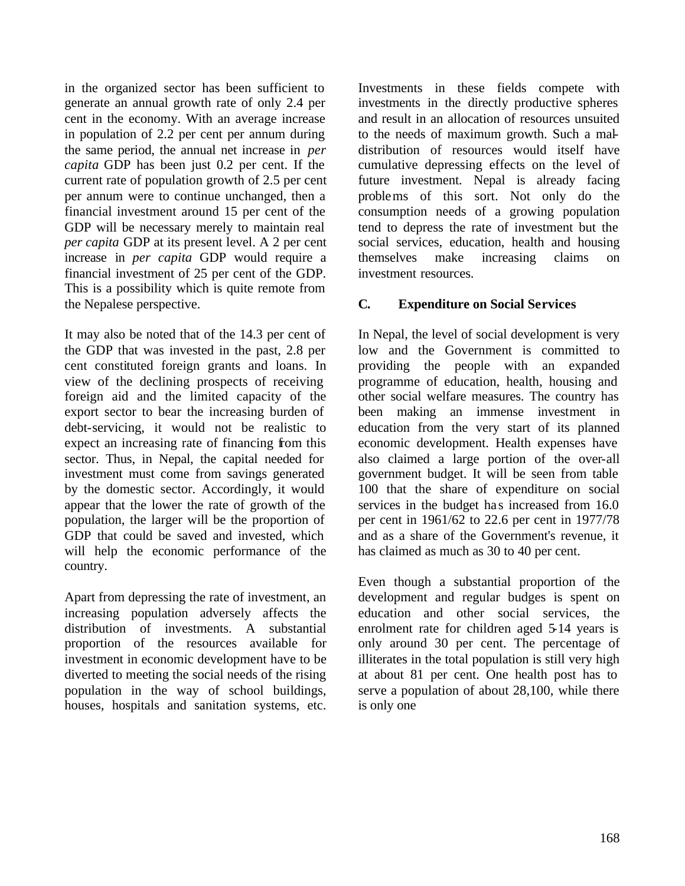in the organized sector has been sufficient to generate an annual growth rate of only 2.4 per cent in the economy. With an average increase in population of 2.2 per cent per annum during the same period, the annual net increase in *per capita* GDP has been just 0.2 per cent. If the current rate of population growth of 2.5 per cent per annum were to continue unchanged, then a financial investment around 15 per cent of the GDP will be necessary merely to maintain real *per capita* GDP at its present level. A 2 per cent increase in *per capita* GDP would require a financial investment of 25 per cent of the GDP. This is a possibility which is quite remote from the Nepalese perspective.

It may also be noted that of the 14.3 per cent of the GDP that was invested in the past, 2.8 per cent constituted foreign grants and loans. In view of the declining prospects of receiving foreign aid and the limited capacity of the export sector to bear the increasing burden of debt-servicing, it would not be realistic to expect an increasing rate of financing from this sector. Thus, in Nepal, the capital needed for investment must come from savings generated by the domestic sector. Accordingly, it would appear that the lower the rate of growth of the population, the larger will be the proportion of GDP that could be saved and invested, which will help the economic performance of the country.

Apart from depressing the rate of investment, an increasing population adversely affects the distribution of investments. A substantial proportion of the resources available for investment in economic development have to be diverted to meeting the social needs of the rising population in the way of school buildings, houses, hospitals and sanitation systems, etc. Investments in these fields compete with investments in the directly productive spheres and result in an allocation of resources unsuited to the needs of maximum growth. Such a maldistribution of resources would itself have cumulative depressing effects on the level of future investment. Nepal is already facing problems of this sort. Not only do the consumption needs of a growing population tend to depress the rate of investment but the social services, education, health and housing themselves make increasing claims on investment resources.

### C. Expenditure on Social Services

In Nepal, the level of social development is very low and the Government is committed to providing the people with an expanded programme of education, health, housing and other social welfare measures. The country has been making an immense investment in education from the very start of its planned economic development. Health expenses have also claimed a large portion of the over-all government budget. It will be seen from table 100 that the share of expenditure on social services in the budget has increased from 16.0 per cent in 1961/62 to 22.6 per cent in 1977/78 and as a share of the Government's revenue, it has claimed as much as 30 to 40 per cent.

Even though a substantial proportion of the development and regular budges is spent on education and other social services, the enrolment rate for children aged 5-14 years is only around 30 per cent. The percentage of illiterates in the total population is still very high at about 81 per cent. One health post has to serve a population of about 28,100, while there is only one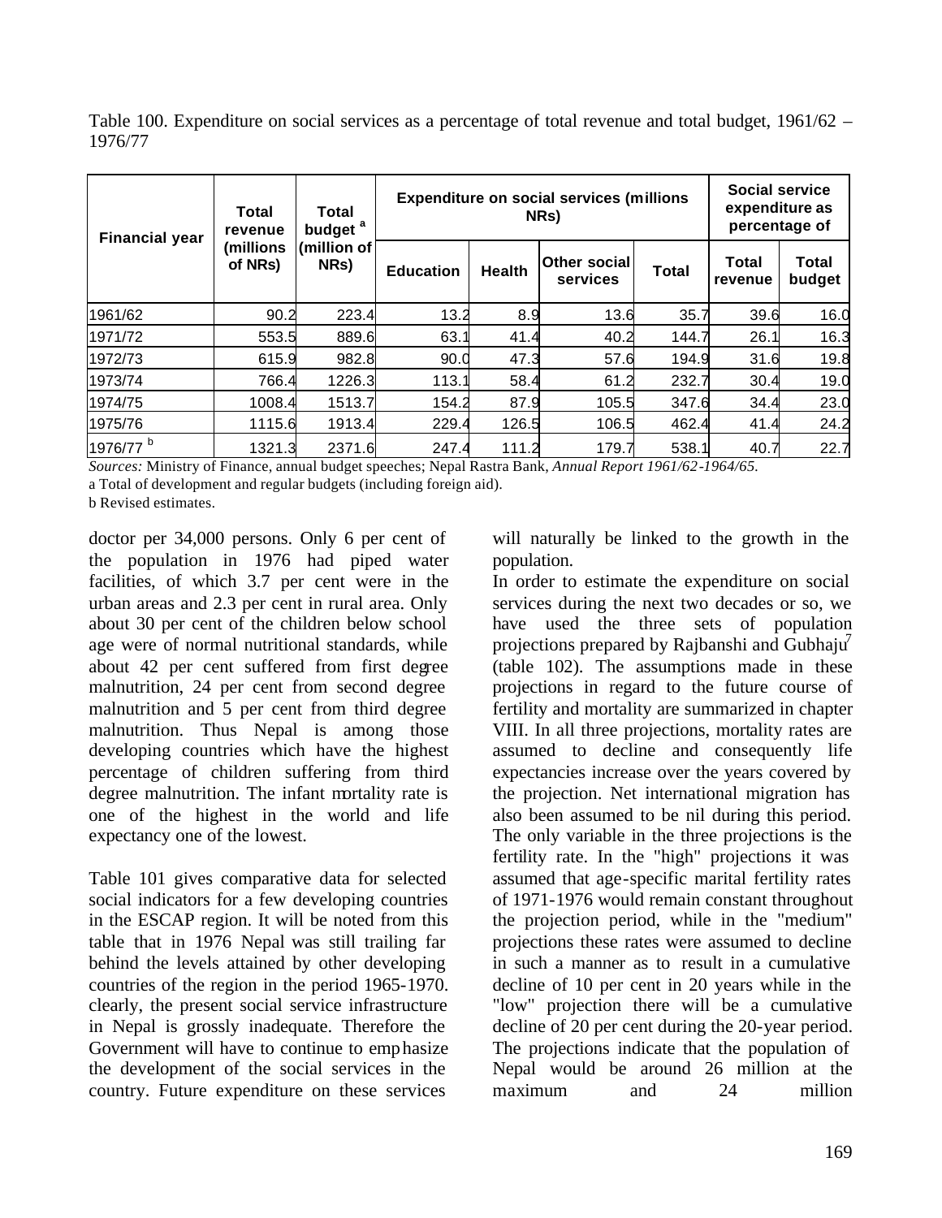Table 100. Expenditure on social services as a percentage of total revenue and total budget, 1961/62 – 1976/77

| Financial year | Total revenue (millions of NRs) | Total budget [a] (million of NRs) | Expenditure on social services (millions NRs) | | | | Social service expenditure as percentage of | |
|---|---|---|---|---|---|---|---|---|
| | | | Education | Health | Other social services | Total | Total revenue | Total budget |
| 1961/62 | 90.2 | 223.4 | 13.2 | 8.9 | 13.6 | 35.7 | 39.6 | 16.0 |
| 1971/72 | 553.5 | 889.6 | 63.1 | 41.4 | 40.2 | 144.7 | 26.1 | 16.3 |
| 1972/73 | 615.9 | 982.8 | 90.0 | 47.3 | 57.6 | 194.9 | 31.6 | 19.8 |
| 1973/74 | 766.4 | 1226.3 | 113.1 | 58.4 | 61.2 | 232.7 | 30.4 | 19.0 |
| 1974/75 | 1008.4 | 1513.7 | 154.2 | 87.9 | 105.5 | 347.6 | 34.4 | 23.0 |
| 1975/76 | 1115.6 | 1913.4 | 229.4 | 126.5 | 106.5 | 462.4 | 41.4 | 24.2 |
| 1976/77 [b] | 1321.3 | 2371.6 | 247.4 | 111.2 | 179.7 | 538.1 | 40.7 | 22.7 |

*Sources:* Ministry of Finance, annual budget speeches; Nepal Rastra Bank, *Annual Report 1961/62-1964/65.*

a Total of development and regular budgets (including foreign aid).

b Revised estimates.

doctor per 34,000 persons. Only 6 per cent of the population in 1976 had piped water facilities, of which 3.7 per cent were in the urban areas and 2.3 per cent in rural area. Only about 30 per cent of the children below school age were of normal nutritional standards, while about 42 per cent suffered from first degree malnutrition, 24 per cent from second degree malnutrition and 5 per cent from third degree malnutrition. Thus Nepal is among those developing countries which have the highest percentage of children suffering from third degree malnutrition. The infant mortality rate is one of the highest in the world and life expectancy one of the lowest.

Table 101 gives comparative data for selected social indicators for a few developing countries in the ESCAP region. It will be noted from this table that in 1976 Nepal was still trailing far behind the levels attained by other developing countries of the region in the period 1965-1970. clearly, the present social service infrastructure in Nepal is grossly inadequate. Therefore the Government will have to continue to emphasize the development of the social services in the country. Future expenditure on these services will naturally be linked to the growth in the population.

In order to estimate the expenditure on social services during the next two decades or so, we have used the three sets of population projections prepared by Rajbanshi and Gubhaju[7] (table 102). The assumptions made in these projections in regard to the future course of fertility and mortality are summarized in chapter VIII. In all three projections, mortality rates are assumed to decline and consequently life expectancies increase over the years covered by the projection. Net international migration has also been assumed to be nil during this period. The only variable in the three projections is the fertility rate. In the "high" projections it was assumed that age-specific marital fertility rates of 1971-1976 would remain constant throughout the projection period, while in the "medium" projections these rates were assumed to decline in such a manner as to result in a cumulative decline of 10 per cent in 20 years while in the "low" projection there will be a cumulative decline of 20 per cent during the 20-year period. The projections indicate that the population of Nepal would be around 26 million at the maximum and 24 million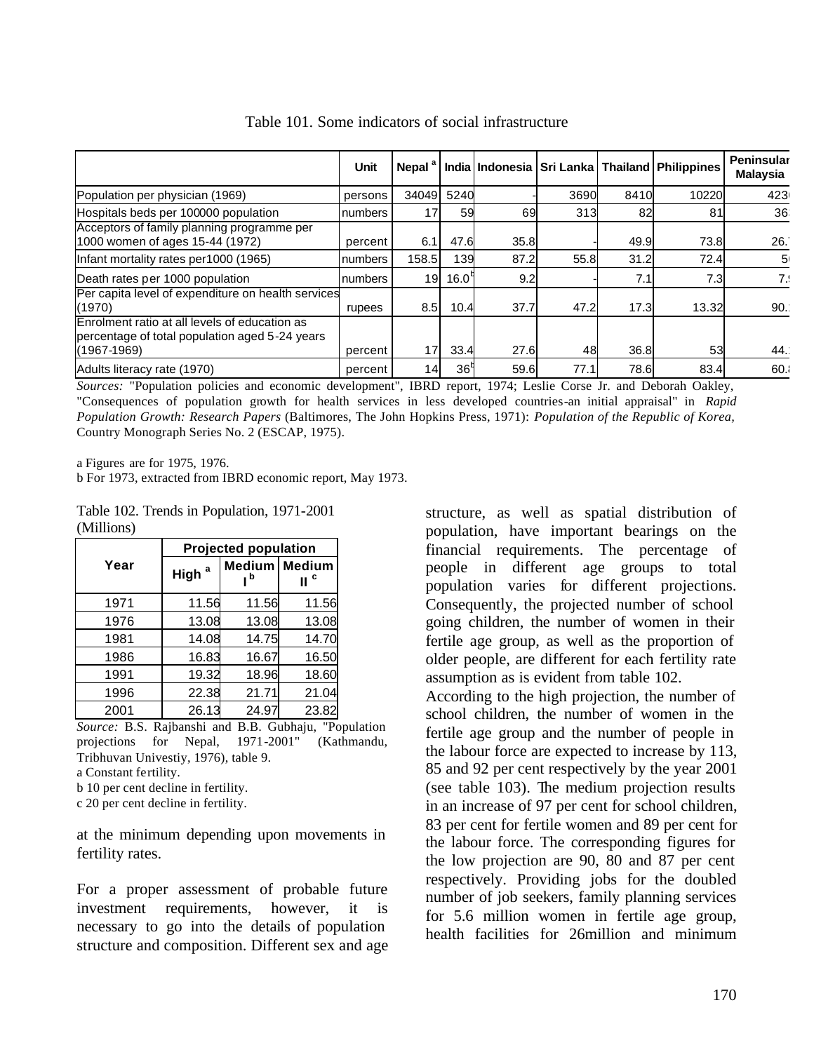Table 101. Some indicators of social infrastructure

| | Unit | Nepal [a] | India | Indonesia | Sri Lanka | Thailand | Philippines | Peninsular Malaysia |
|---|---|---|---|---|---|---|---|---|
| Population per physician (1969) | persons | 34049 | 5240 | - | 3690 | 8410 | 10220 | 423 |
| Hospitals beds per 100000 population | numbers | 17 | 59 | 69 | 313 | 82 | 81 | 36 |
| Acceptors of family planning programme per 1000 women of ages 15-44 (1972) | percent | 6.1 | 47.6 | 35.8 | - | 49.9 | 73.8 | 26. |
| Infant mortality rates per1000 (1965) | numbers | 158.5 | 139 | 87.2 | 55.8 | 31.2 | 72.4 | 5 |
| Death rates per 1000 population | numbers | 19 | 16.0[b] | 9.2 | - | 7.1 | 7.3 | 7. |
| Per capita level of expenditure on health services (1970) | rupees | 8.5 | 10.4 | 37.7 | 47.2 | 17.3 | 13.32 | 90. |
| Enrolment ratio at all levels of education as percentage of total population aged 5-24 years (1967-1969) | percent | 17 | 33.4 | 27.6 | 48 | 36.8 | 53 | 44. |
| Adults literacy rate (1970) | percent | 14 | 36[b] | 59.6 | 77.1 | 78.6 | 83.4 | 60. |

*Sources:* "Population policies and economic development", IBRD report, 1974; Leslie Corse Jr. and Deborah Oakley, "Consequences of population growth for health services in less developed countries-an initial appraisal" in *Rapid Population Growth: Research Papers* (Baltimores, The John Hopkins Press, 1971): *Population of the Republic of Korea,* Country Monograph Series No. 2 (ESCAP, 1975).

a Figures are for 1975, 1976.

b For 1973, extracted from IBRD economic report, May 1973.

Table 102. Trends in Population, 1971-2001 (Millions)

| Year | Projected population | | |
|---|---|---|---|
| | High [a] | Medium I [b] | Medium II [c] |
| 1971 | 11.56 | 11.56 | 11.56 |
| 1976 | 13.08 | 13.08 | 13.08 |
| 1981 | 14.08 | 14.75 | 14.70 |
| 1986 | 16.83 | 16.67 | 16.50 |
| 1991 | 19.32 | 18.96 | 18.60 |
| 1996 | 22.38 | 21.71 | 21.04 |
| 2001 | 26.13 | 24.97 | 23.82 |

*Source:* B.S. Rajbanshi and B.B. Gubhaju, "Population projections for Nepal, 1971-2001" (Kathmandu, Tribhuvan Univestiy, 1976), table 9.

a Constant fertility.

b 10 per cent decline in fertility.

c 20 per cent decline in fertility.

at the minimum depending upon movements in fertility rates.

For a proper assessment of probable future investment requirements, however, it is necessary to go into the details of population structure and composition. Different sex and age structure, as well as spatial distribution of population, have important bearings on the financial requirements. The percentage of people in different age groups to total population varies for different projections. Consequently, the projected number of school going children, the number of women in their fertile age group, as well as the proportion of older people, are different for each fertility rate assumption as is evident from table 102.

According to the high projection, the number of school children, the number of women in the fertile age group and the number of people in the labour force are expected to increase by 113, 85 and 92 per cent respectively by the year 2001 (see table 103). The medium projection results in an increase of 97 per cent for school children, 83 per cent for fertile women and 89 per cent for the labour force. The corresponding figures for the low projection are 90, 80 and 87 per cent respectively. Providing jobs for the doubled number of job seekers, family planning services for 5.6 million women in fertile age group, health facilities for 26million and minimum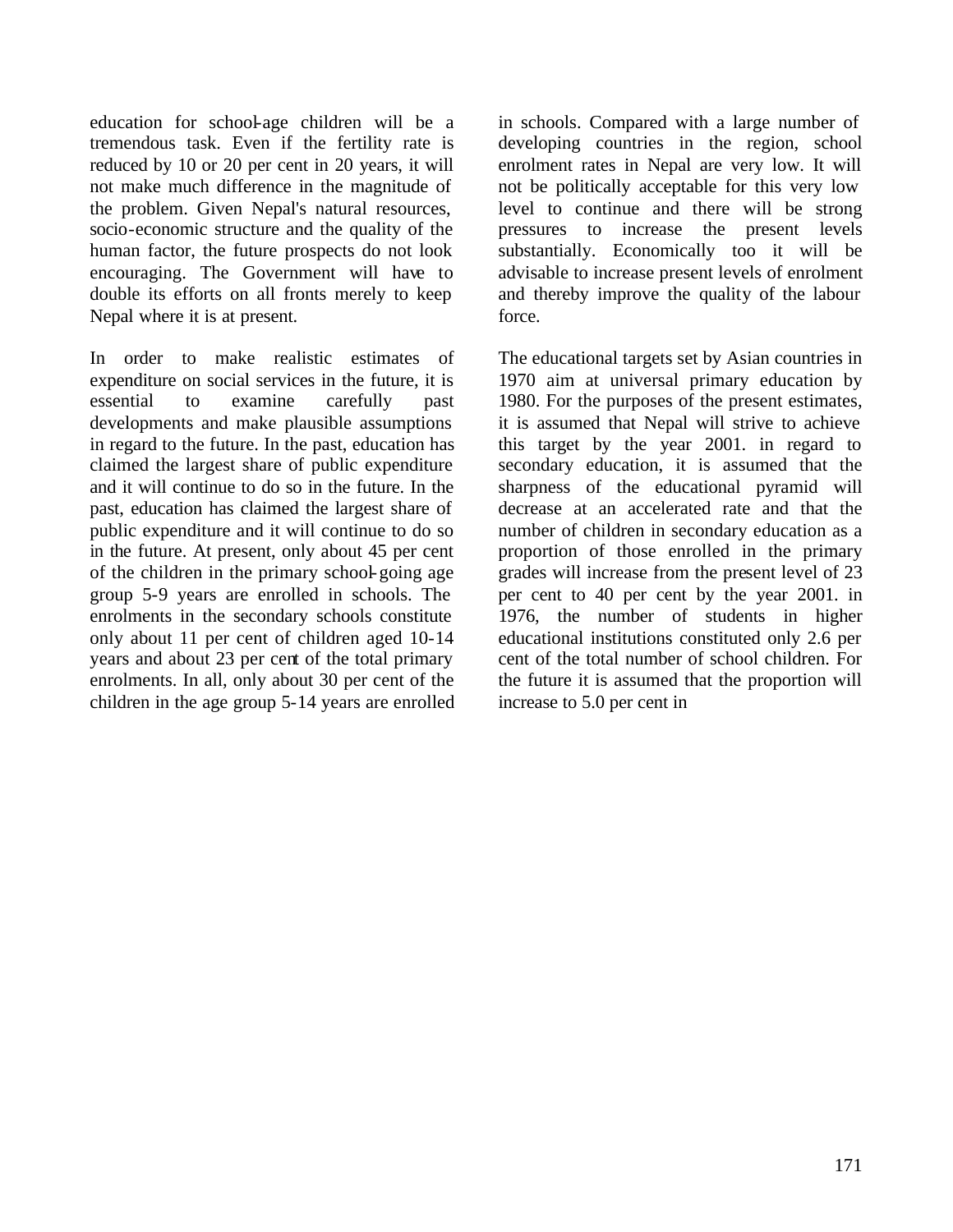education for school-age children will be a tremendous task. Even if the fertility rate is reduced by 10 or 20 per cent in 20 years, it will not make much difference in the magnitude of the problem. Given Nepal's natural resources, socio-economic structure and the quality of the human factor, the future prospects do not look encouraging. The Government will have to double its efforts on all fronts merely to keep Nepal where it is at present.

In order to make realistic estimates of expenditure on social services in the future, it is essential to examine carefully past developments and make plausible assumptions in regard to the future. In the past, education has claimed the largest share of public expenditure and it will continue to do so in the future. In the past, education has claimed the largest share of public expenditure and it will continue to do so in the future. At present, only about 45 per cent of the children in the primary school-going age group 5-9 years are enrolled in schools. The enrolments in the secondary schools constitute only about 11 per cent of children aged 10-14 years and about 23 per cent of the total primary enrolments. In all, only about 30 per cent of the children in the age group 5-14 years are enrolled in schools. Compared with a large number of developing countries in the region, school enrolment rates in Nepal are very low. It will not be politically acceptable for this very low level to continue and there will be strong pressures to increase the present levels substantially. Economically too it will be advisable to increase present levels of enrolment and thereby improve the quality of the labour force.

The educational targets set by Asian countries in 1970 aim at universal primary education by 1980. For the purposes of the present estimates, it is assumed that Nepal will strive to achieve this target by the year 2001. in regard to secondary education, it is assumed that the sharpness of the educational pyramid will decrease at an accelerated rate and that the number of children in secondary education as a proportion of those enrolled in the primary grades will increase from the present level of 23 per cent to 40 per cent by the year 2001. in 1976, the number of students in higher educational institutions constituted only 2.6 per cent of the total number of school children. For the future it is assumed that the proportion will increase to 5.0 per cent in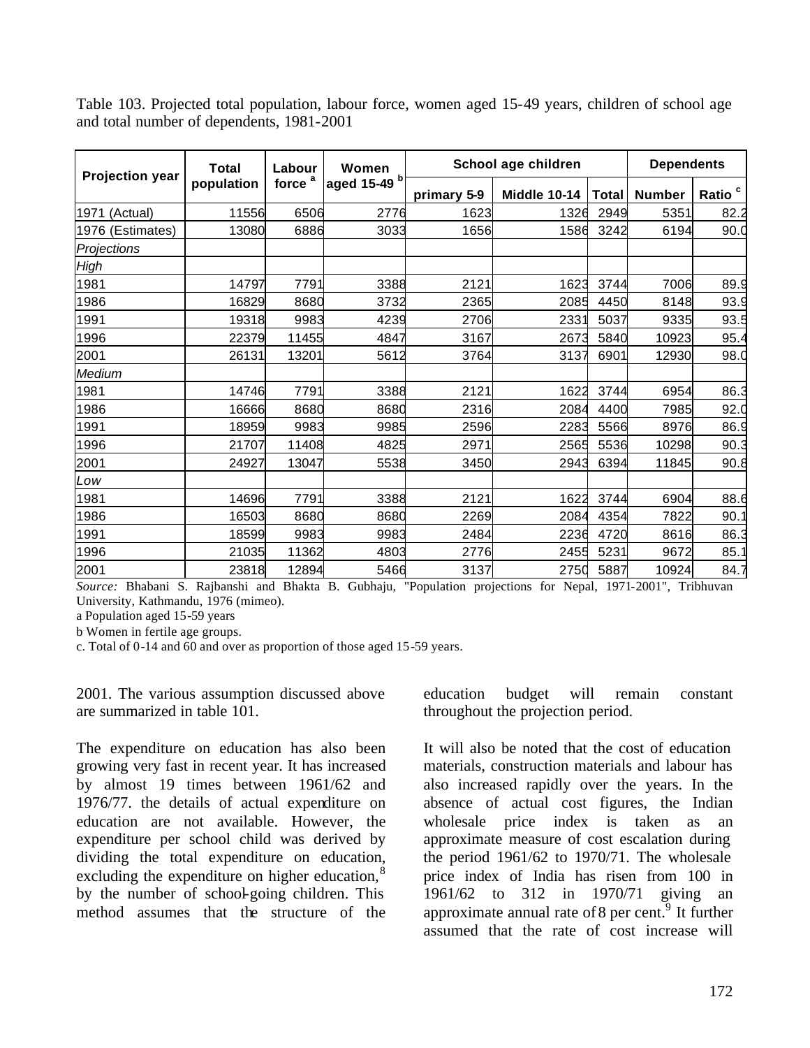Table 103. Projected total population, labour force, women aged 15-49 years, children of school age and total number of dependents, 1981-2001

| Projection year | Total population | Labour force [a] | Women aged 15-49 [b] | School age children | | | Dependents | |
|---|---|---|---|---|---|---|---|---|
| | | | | primary 5-9 | Middle 10-14 | Total | Number | Ratio [c] |
| 1971 (Actual) | 11556 | 6506 | 2776 | 1623 | 1326 | 2949 | 5351 | 82.2 |
| 1976 (Estimates) | 13080 | 6886 | 3033 | 1656 | 1586 | 3242 | 6194 | 90.0 |
| *Projections* | | | | | | | | |
| *High* | | | | | | | | |
| 1981 | 14797 | 7791 | 3388 | 2121 | 1623 | 3744 | 7006 | 89.9 |
| 1986 | 16829 | 8680 | 3732 | 2365 | 2085 | 4450 | 8148 | 93.9 |
| 1991 | 19318 | 9983 | 4239 | 2706 | 2331 | 5037 | 9335 | 93.5 |
| 1996 | 22379 | 11455 | 4847 | 3167 | 2673 | 5840 | 10923 | 95.4 |
| 2001 | 26131 | 13201 | 5612 | 3764 | 3137 | 6901 | 12930 | 98.0 |
| *Medium* | | | | | | | | |
| 1981 | 14746 | 7791 | 3388 | 2121 | 1622 | 3744 | 6954 | 86.3 |
| 1986 | 16666 | 8680 | 8680 | 2316 | 2084 | 4400 | 7985 | 92.0 |
| 1991 | 18959 | 9983 | 9985 | 2596 | 2283 | 5566 | 8976 | 86.9 |
| 1996 | 21707 | 11408 | 4825 | 2971 | 2565 | 5536 | 10298 | 90.3 |
| 2001 | 24927 | 13047 | 5538 | 3450 | 2943 | 6394 | 11845 | 90.8 |
| *Low* | | | | | | | | |
| 1981 | 14696 | 7791 | 3388 | 2121 | 1622 | 3744 | 6904 | 88.6 |
| 1986 | 16503 | 8680 | 8680 | 2269 | 2084 | 4354 | 7822 | 90.1 |
| 1991 | 18599 | 9983 | 9983 | 2484 | 2236 | 4720 | 8616 | 86.3 |
| 1996 | 21035 | 11362 | 4803 | 2776 | 2455 | 5231 | 9672 | 85.1 |
| 2001 | 23818 | 12894 | 5466 | 3137 | 2750 | 5887 | 10924 | 84.7 |

*Source:* Bhabani S. Rajbanshi and Bhakta B. Gubhaju, "Population projections for Nepal, 1971-2001", Tribhuvan University, Kathmandu, 1976 (mimeo).

a Population aged 15-59 years

b Women in fertile age groups.

c. Total of 0-14 and 60 and over as proportion of those aged 15-59 years.

2001. The various assumption discussed above are summarized in table 101.

The expenditure on education has also been growing very fast in recent year. It has increased by almost 19 times between 1961/62 and 1976/77. the details of actual expenditure on education are not available. However, the expenditure per school child was derived by dividing the total expenditure on education, excluding the expenditure on higher education,[8] by the number of school-going children. This method assumes that the structure of the education budget will remain constant throughout the projection period.

It will also be noted that the cost of education materials, construction materials and labour has also increased rapidly over the years. In the absence of actual cost figures, the Indian wholesale price index is taken as an approximate measure of cost escalation during the period 1961/62 to 1970/71. The wholesale price index of India has risen from 100 in 1961/62 to 312 in 1970/71 giving an approximate annual rate of 8 per cent.[9] It further assumed that the rate of cost increase will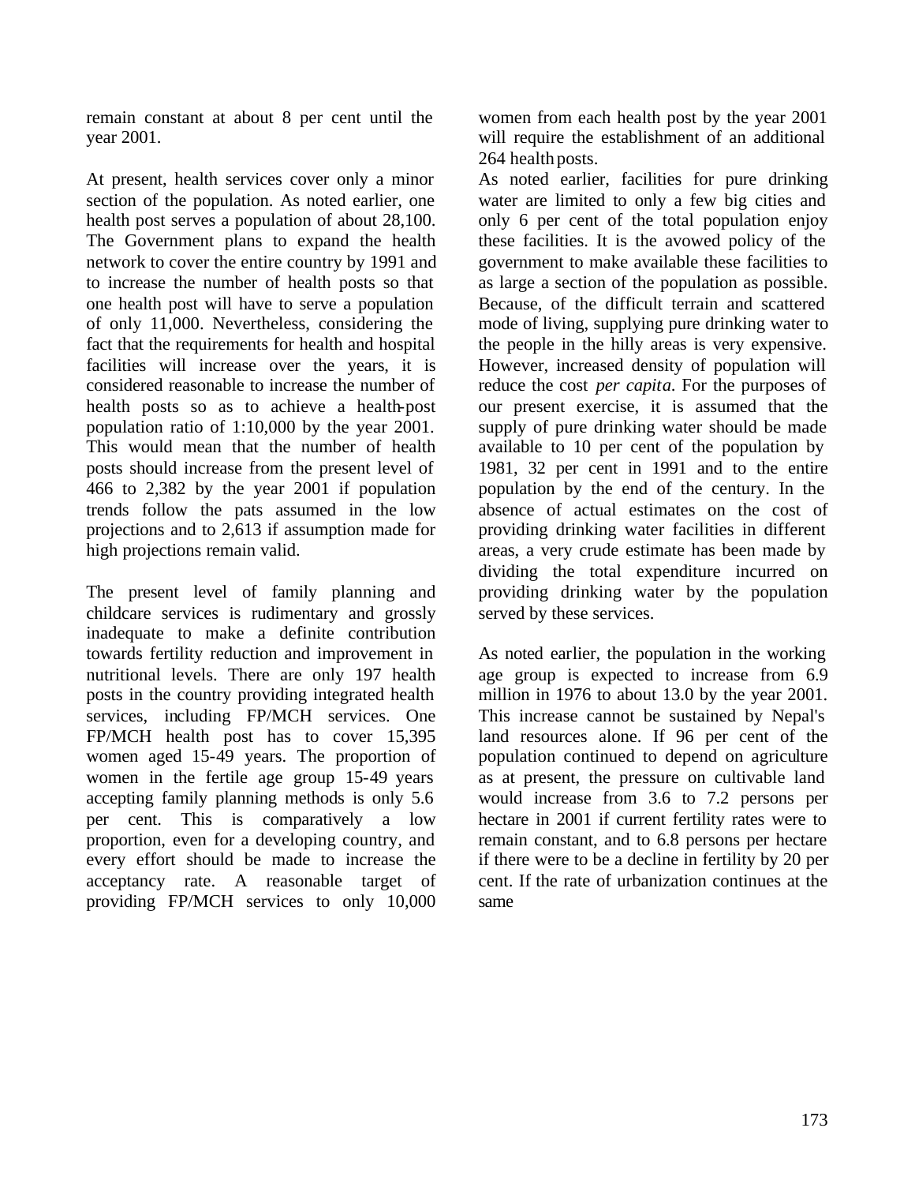remain constant at about 8 per cent until the year 2001.

At present, health services cover only a minor section of the population. As noted earlier, one health post serves a population of about 28,100. The Government plans to expand the health network to cover the entire country by 1991 and to increase the number of health posts so that one health post will have to serve a population of only 11,000. Nevertheless, considering the fact that the requirements for health and hospital facilities will increase over the years, it is considered reasonable to increase the number of health posts so as to achieve a health-post population ratio of 1:10,000 by the year 2001. This would mean that the number of health posts should increase from the present level of 466 to 2,382 by the year 2001 if population trends follow the pats assumed in the low projections and to 2,613 if assumption made for high projections remain valid.

The present level of family planning and childcare services is rudimentary and grossly inadequate to make a definite contribution towards fertility reduction and improvement in nutritional levels. There are only 197 health posts in the country providing integrated health services, including FP/MCH services. One FP/MCH health post has to cover 15,395 women aged 15-49 years. The proportion of women in the fertile age group 15-49 years accepting family planning methods is only 5.6 per cent. This is comparatively a low proportion, even for a developing country, and every effort should be made to increase the acceptancy rate. A reasonable target of providing FP/MCH services to only 10,000 women from each health post by the year 2001 will require the establishment of an additional 264 health posts.

As noted earlier, facilities for pure drinking water are limited to only a few big cities and only 6 per cent of the total population enjoy these facilities. It is the avowed policy of the government to make available these facilities to as large a section of the population as possible. Because, of the difficult terrain and scattered mode of living, supplying pure drinking water to the people in the hilly areas is very expensive. However, increased density of population will reduce the cost *per capita*. For the purposes of our present exercise, it is assumed that the supply of pure drinking water should be made available to 10 per cent of the population by 1981, 32 per cent in 1991 and to the entire population by the end of the century. In the absence of actual estimates on the cost of providing drinking water facilities in different areas, a very crude estimate has been made by dividing the total expenditure incurred on providing drinking water by the population served by these services.

As noted earlier, the population in the working age group is expected to increase from 6.9 million in 1976 to about 13.0 by the year 2001. This increase cannot be sustained by Nepal's land resources alone. If 96 per cent of the population continued to depend on agriculture as at present, the pressure on cultivable land would increase from 3.6 to 7.2 persons per hectare in 2001 if current fertility rates were to remain constant, and to 6.8 persons per hectare if there were to be a decline in fertility by 20 per cent. If the rate of urbanization continues at the same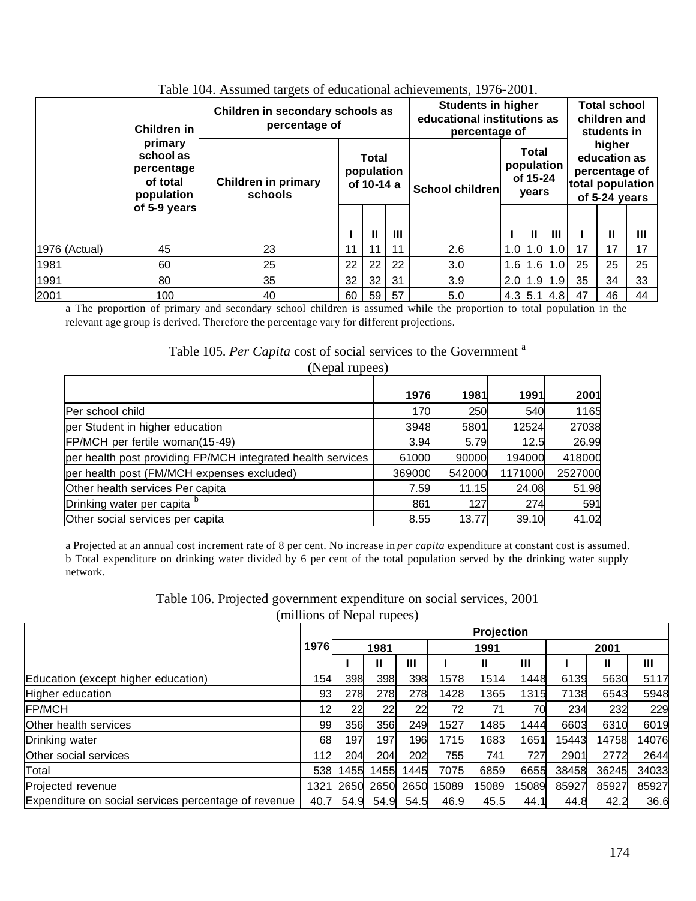Table 104. Assumed targets of educational achievements, 1976-2001.

| | Children in primary school as percentage of total population of 5-9 years | Children in secondary schools as percentage of | | | | Students in higher educational institutions as percentage of | | | | Total school children and students in higher education as percentage of total population of 5-24 years | | |
|---|---|---|---|---|---|---|---|---|---|---|---|---|
| | | Children in primary schools | Total population of 10-14 a | | | School children | Total population of 15-24 years | | | | | |
| | | | I | II | III | | I | II | III | I | II | III |
| 1976 (Actual) | 45 | 23 | 11 | 11 | 11 | 2.6 | 1.0 | 1.0 | 1.0 | 17 | 17 | 17 |
| 1981 | 60 | 25 | 22 | 22 | 22 | 3.0 | 1.6 | 1.6 | 1.0 | 25 | 25 | 25 |
| 1991 | 80 | 35 | 32 | 32 | 31 | 3.9 | 2.0 | 1.9 | 1.9 | 35 | 34 | 33 |
| 2001 | 100 | 40 | 60 | 59 | 57 | 5.0 | 4.3 | 5.1 | 4.8 | 47 | 46 | 44 |

a The proportion of primary and secondary school children is assumed while the proportion to total population in the relevant age group is derived. Therefore the percentage vary for different projections.

Table 105. *Per Capita* cost of social services to the Government [a]
(Nepal rupees)

| | 1976 | 1981 | 1991 | 2001 |
|---|---|---|---|---|
| Per school child | 170 | 250 | 540 | 1165 |
| per Student in higher education | 3948 | 5801 | 12524 | 27038 |
| FP/MCH per fertile woman(15-49) | 3.94 | 5.79 | 12.5 | 26.99 |
| per health post providing FP/MCH integrated health services | 61000 | 90000 | 194000 | 418000 |
| per health post (FM/MCH expenses excluded) | 369000 | 542000 | 1171000 | 2527000 |
| Other health services Per capita | 7.59 | 11.15 | 24.08 | 51.98 |
| Drinking water per capita [b] | 861 | 127 | 274 | 591 |
| Other social services per capita | 8.55 | 13.77 | 39.10 | 41.02 |

a Projected at an annual cost increment rate of 8 per cent. No increase in *per capita* expenditure at constant cost is assumed.
b Total expenditure on drinking water divided by 6 per cent of the total population served by the drinking water supply network.

Table 106. Projected government expenditure on social services, 2001
(millions of Nepal rupees)

| | 1976 | Projection | | | | | | | | |
|---|---|---|---|---|---|---|---|---|---|---|
| | | 1981 | | | 1991 | | | 2001 | | |
| | | I | II | III | I | II | III | I | II | III |
| Education (except higher education) | 154 | 398 | 398 | 398 | 1578 | 1514 | 1448 | 6139 | 5630 | 5117 |
| Higher education | 93 | 278 | 278 | 278 | 1428 | 1365 | 1315 | 7138 | 6543 | 5948 |
| FP/MCH | 12 | 22 | 22 | 22 | 72 | 71 | 70 | 234 | 232 | 229 |
| Other health services | 99 | 356 | 356 | 249 | 1527 | 1485 | 1444 | 6603 | 6310 | 6019 |
| Drinking water | 68 | 197 | 197 | 196 | 1715 | 1683 | 1651 | 15443 | 14758 | 14076 |
| Other social services | 112 | 204 | 204 | 202 | 755 | 741 | 727 | 2901 | 2772 | 2644 |
| Total | 538 | 1455 | 1455 | 1445 | 7075 | 6859 | 6655 | 38458 | 36245 | 34033 |
| Projected revenue | 1321 | 2650 | 2650 | 2650 | 15089 | 15089 | 15089 | 85927 | 85927 | 85927 |
| Expenditure on social services percentage of revenue | 40.7 | 54.9 | 54.9 | 54.5 | 46.9 | 45.5 | 44.1 | 44.8 | 42.2 | 36.6 |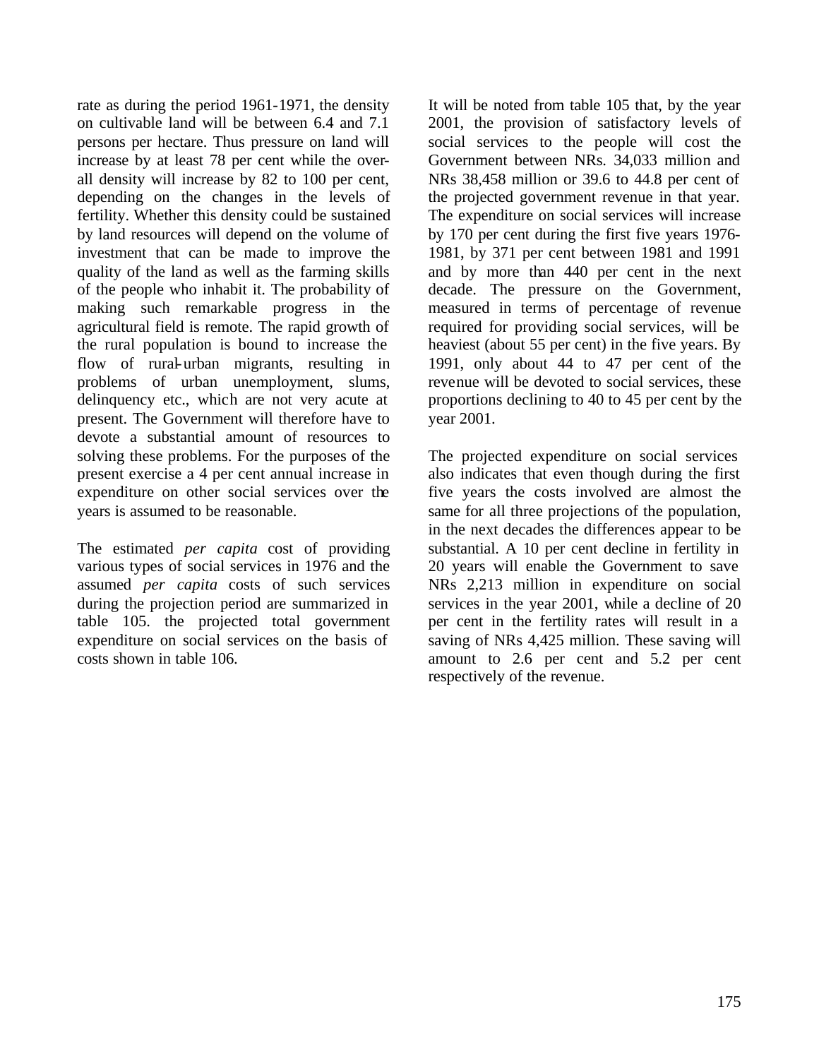rate as during the period 1961-1971, the density on cultivable land will be between 6.4 and 7.1 persons per hectare. Thus pressure on land will increase by at least 78 per cent while the overall density will increase by 82 to 100 per cent, depending on the changes in the levels of fertility. Whether this density could be sustained by land resources will depend on the volume of investment that can be made to improve the quality of the land as well as the farming skills of the people who inhabit it. The probability of making such remarkable progress in the agricultural field is remote. The rapid growth of the rural population is bound to increase the flow of rural-urban migrants, resulting in problems of urban unemployment, slums, delinquency etc., which are not very acute at present. The Government will therefore have to devote a substantial amount of resources to solving these problems. For the purposes of the present exercise a 4 per cent annual increase in expenditure on other social services over the years is assumed to be reasonable.

The estimated *per capita* cost of providing various types of social services in 1976 and the assumed *per capita* costs of such services during the projection period are summarized in table 105. the projected total government expenditure on social services on the basis of costs shown in table 106.

It will be noted from table 105 that, by the year 2001, the provision of satisfactory levels of social services to the people will cost the Government between NRs. 34,033 million and NRs 38,458 million or 39.6 to 44.8 per cent of the projected government revenue in that year. The expenditure on social services will increase by 170 per cent during the first five years 1976-1981, by 371 per cent between 1981 and 1991 and by more than 440 per cent in the next decade. The pressure on the Government, measured in terms of percentage of revenue required for providing social services, will be heaviest (about 55 per cent) in the five years. By 1991, only about 44 to 47 per cent of the revenue will be devoted to social services, these proportions declining to 40 to 45 per cent by the year 2001.

The projected expenditure on social services also indicates that even though during the first five years the costs involved are almost the same for all three projections of the population, in the next decades the differences appear to be substantial. A 10 per cent decline in fertility in 20 years will enable the Government to save NRs 2,213 million in expenditure on social services in the year 2001, while a decline of 20 per cent in the fertility rates will result in a saving of NRs 4,425 million. These saving will amount to 2.6 per cent and 5.2 per cent respectively of the revenue.